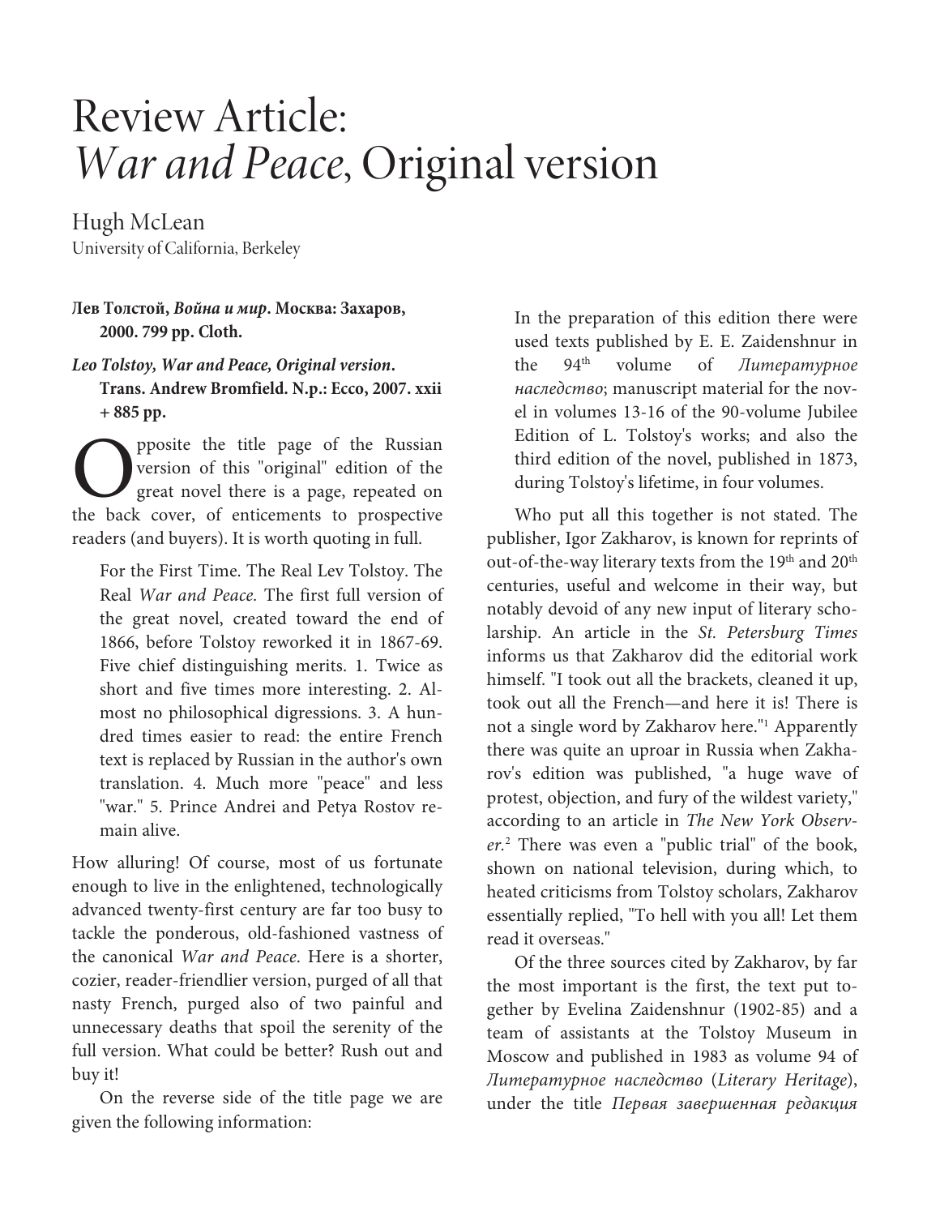# Review Article: *War and Peace*, Original version

Hugh McLean
University of California, Berkeley

**Лев Толстой, *Война и мир*. Москва: Захаров, 2000. 799 pp. Cloth.**

***Leo Tolstoy, War and Peace, Original version*. Trans. Andrew Bromfield. N.p.: Ecco, 2007. xxii + 885 pp.**

Opposite the title page of the Russian version of this "original" edition of the great novel there is a page, repeated on the back cover, of enticements to prospective readers (and buyers). It is worth quoting in full.

> For the First Time. The Real Lev Tolstoy. The Real *War and Peace.* The first full version of the great novel, created toward the end of 1866, before Tolstoy reworked it in 1867-69. Five chief distinguishing merits. 1. Twice as short and five times more interesting. 2. Almost no philosophical digressions. 3. A hundred times easier to read: the entire French text is replaced by Russian in the author's own translation. 4. Much more "peace" and less "war." 5. Prince Andrei and Petya Rostov remain alive.

How alluring! Of course, most of us fortunate enough to live in the enlightened, technologically advanced twenty-first century are far too busy to tackle the ponderous, old-fashioned vastness of the canonical *War and Peace*. Here is a shorter, cozier, reader-friendlier version, purged of all that nasty French, purged also of two painful and unnecessary deaths that spoil the serenity of the full version. What could be better? Rush out and buy it!

On the reverse side of the title page we are given the following information:

> In the preparation of this edition there were used texts published by E. E. Zaidenshnur in the 94th volume of *Литературное наследство*; manuscript material for the novel in volumes 13-16 of the 90-volume Jubilee Edition of L. Tolstoy's works; and also the third edition of the novel, published in 1873, during Tolstoy's lifetime, in four volumes.

Who put all this together is not stated. The publisher, Igor Zakharov, is known for reprints of out-of-the-way literary texts from the 19th and 20th centuries, useful and welcome in their way, but notably devoid of any new input of literary scholarship. An article in the *St. Petersburg Times* informs us that Zakharov did the editorial work himself. "I took out all the brackets, cleaned it up, took out all the French—and here it is! There is not a single word by Zakharov here."[1] Apparently there was quite an uproar in Russia when Zakharov's edition was published, "a huge wave of protest, objection, and fury of the wildest variety," according to an article in *The New York Observer*.[2] There was even a "public trial" of the book, shown on national television, during which, to heated criticisms from Tolstoy scholars, Zakharov essentially replied, "To hell with you all! Let them read it overseas."

Of the three sources cited by Zakharov, by far the most important is the first, the text put together by Evelina Zaidenshnur (1902-85) and a team of assistants at the Tolstoy Museum in Moscow and published in 1983 as volume 94 of *Литературное наследство* (*Literary Heritage*), under the title *Первая завершенная редакция*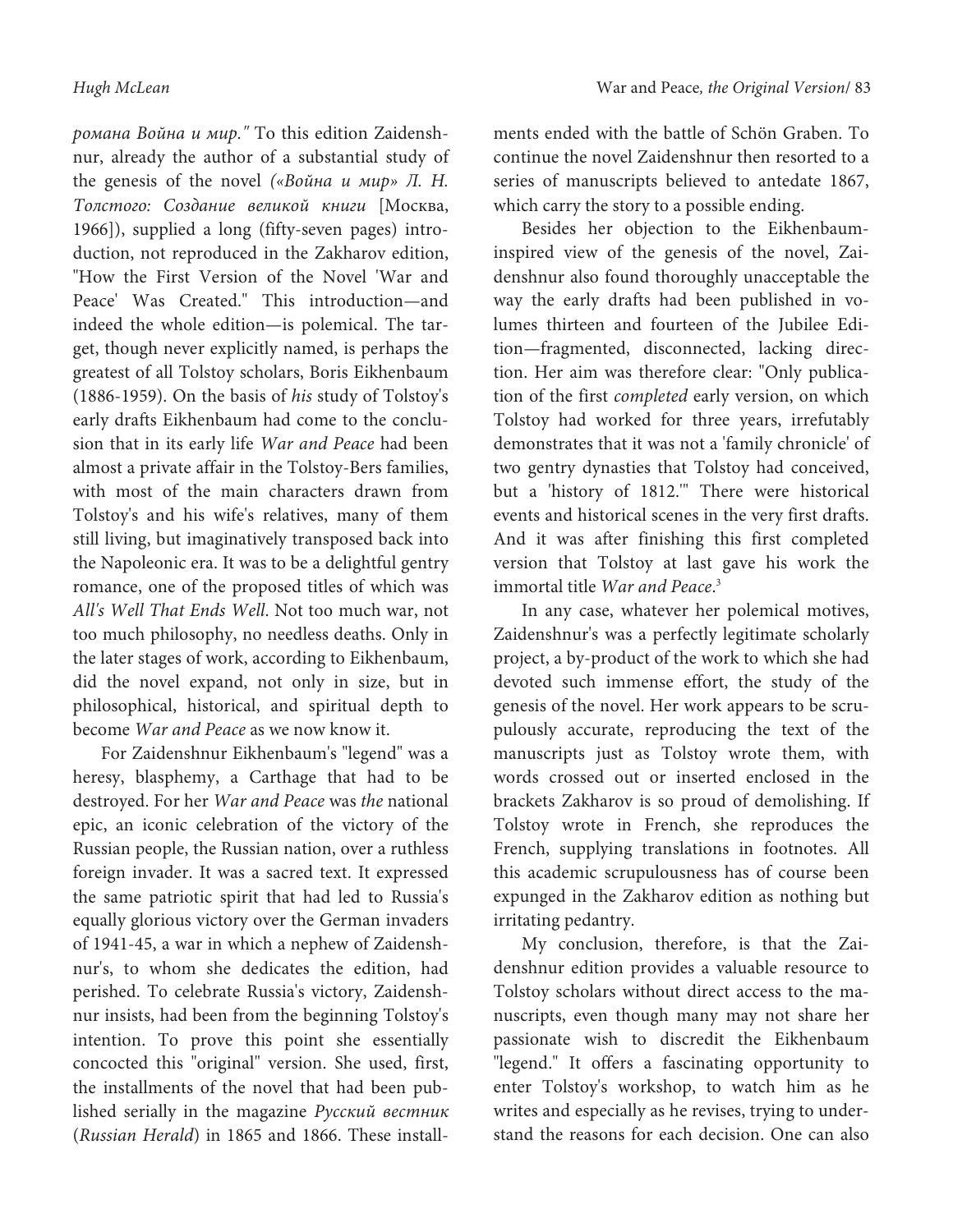*романа Война и мир."* To this edition Zaidenshnur, already the author of a substantial study of the genesis of the novel *(«Война и мир» Л. Н. Толстого: Создание великой книги* [Москва, 1966]), supplied a long (fifty-seven pages) introduction, not reproduced in the Zakharov edition, "How the First Version of the Novel 'War and Peace' Was Created." This introduction—and indeed the whole edition—is polemical. The target, though never explicitly named, is perhaps the greatest of all Tolstoy scholars, Boris Eikhenbaum (1886-1959). On the basis of *his* study of Tolstoy's early drafts Eikhenbaum had come to the conclusion that in its early life *War and Peace* had been almost a private affair in the Tolstoy-Bers families, with most of the main characters drawn from Tolstoy's and his wife's relatives, many of them still living, but imaginatively transposed back into the Napoleonic era. It was to be a delightful gentry romance, one of the proposed titles of which was *All's Well That Ends Well*. Not too much war, not too much philosophy, no needless deaths. Only in the later stages of work, according to Eikhenbaum, did the novel expand, not only in size, but in philosophical, historical, and spiritual depth to become *War and Peace* as we now know it.

For Zaidenshnur Eikhenbaum's "legend" was a heresy, blasphemy, a Carthage that had to be destroyed. For her *War and Peace* was *the* national epic, an iconic celebration of the victory of the Russian people, the Russian nation, over a ruthless foreign invader. It was a sacred text. It expressed the same patriotic spirit that had led to Russia's equally glorious victory over the German invaders of 1941-45, a war in which a nephew of Zaidenshnur's, to whom she dedicates the edition, had perished. To celebrate Russia's victory, Zaidenshnur insists, had been from the beginning Tolstoy's intention. To prove this point she essentially concocted this "original" version. She used, first, the installments of the novel that had been published serially in the magazine *Русский вестник* (*Russian Herald*) in 1865 and 1866. These installments ended with the battle of Schön Graben. To continue the novel Zaidenshnur then resorted to a series of manuscripts believed to antedate 1867, which carry the story to a possible ending.

Besides her objection to the Eikhenbaum-inspired view of the genesis of the novel, Zaidenshnur also found thoroughly unacceptable the way the early drafts had been published in volumes thirteen and fourteen of the Jubilee Edition—fragmented, disconnected, lacking direction. Her aim was therefore clear: "Only publication of the first *completed* early version, on which Tolstoy had worked for three years, irrefutably demonstrates that it was not a 'family chronicle' of two gentry dynasties that Tolstoy had conceived, but a 'history of 1812.'" There were historical events and historical scenes in the very first drafts. And it was after finishing this first completed version that Tolstoy at last gave his work the immortal title *War and Peace*.[3]

In any case, whatever her polemical motives, Zaidenshnur's was a perfectly legitimate scholarly project, a by-product of the work to which she had devoted such immense effort, the study of the genesis of the novel. Her work appears to be scrupulously accurate, reproducing the text of the manuscripts just as Tolstoy wrote them, with words crossed out or inserted enclosed in the brackets Zakharov is so proud of demolishing. If Tolstoy wrote in French, she reproduces the French, supplying translations in footnotes. All this academic scrupulousness has of course been expunged in the Zakharov edition as nothing but irritating pedantry.

My conclusion, therefore, is that the Zaidenshnur edition provides a valuable resource to Tolstoy scholars without direct access to the manuscripts, even though many may not share her passionate wish to discredit the Eikhenbaum "legend." It offers a fascinating opportunity to enter Tolstoy's workshop, to watch him as he writes and especially as he revises, trying to understand the reasons for each decision. One can also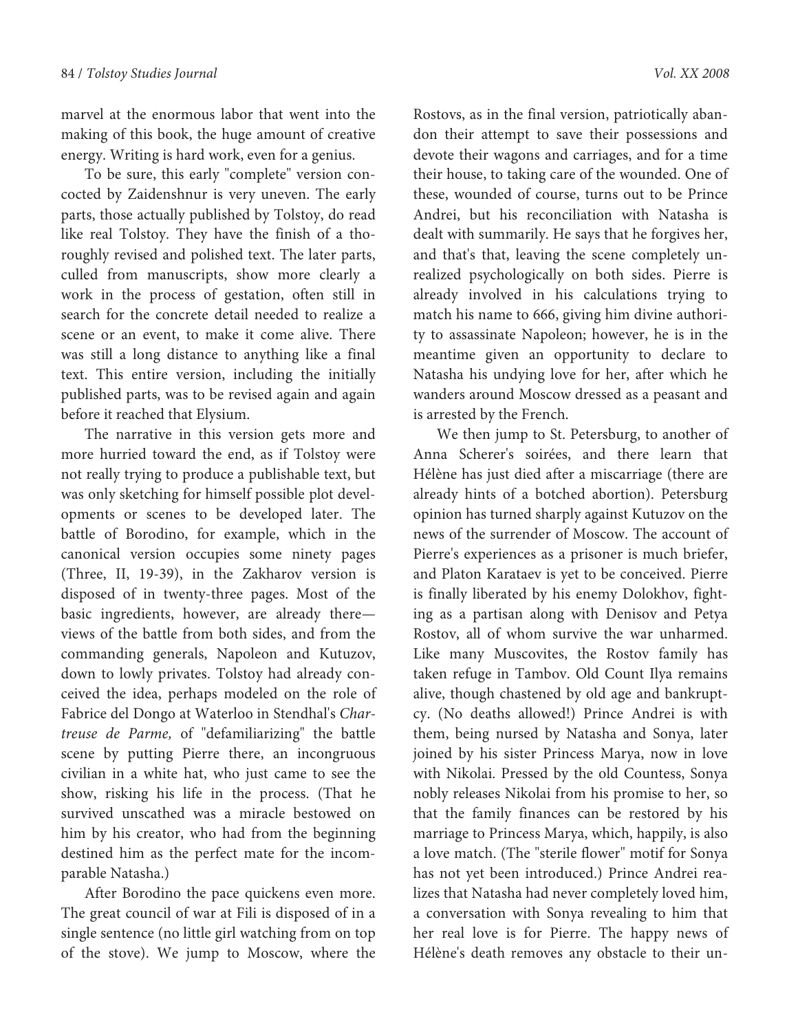marvel at the enormous labor that went into the making of this book, the huge amount of creative energy. Writing is hard work, even for a genius.

To be sure, this early "complete" version concocted by Zaidenshnur is very uneven. The early parts, those actually published by Tolstoy, do read like real Tolstoy. They have the finish of a thoroughly revised and polished text. The later parts, culled from manuscripts, show more clearly a work in the process of gestation, often still in search for the concrete detail needed to realize a scene or an event, to make it come alive. There was still a long distance to anything like a final text. This entire version, including the initially published parts, was to be revised again and again before it reached that Elysium.

The narrative in this version gets more and more hurried toward the end, as if Tolstoy were not really trying to produce a publishable text, but was only sketching for himself possible plot developments or scenes to be developed later. The battle of Borodino, for example, which in the canonical version occupies some ninety pages (Three, II, 19-39), in the Zakharov version is disposed of in twenty-three pages. Most of the basic ingredients, however, are already there—views of the battle from both sides, and from the commanding generals, Napoleon and Kutuzov, down to lowly privates. Tolstoy had already conceived the idea, perhaps modeled on the role of Fabrice del Dongo at Waterloo in Stendhal's *Chartreuse de Parme,* of "defamiliarizing" the battle scene by putting Pierre there, an incongruous civilian in a white hat, who just came to see the show, risking his life in the process. (That he survived unscathed was a miracle bestowed on him by his creator, who had from the beginning destined him as the perfect mate for the incomparable Natasha.)

After Borodino the pace quickens even more. The great council of war at Fili is disposed of in a single sentence (no little girl watching from on top of the stove). We jump to Moscow, where the Rostovs, as in the final version, patriotically abandon their attempt to save their possessions and devote their wagons and carriages, and for a time their house, to taking care of the wounded. One of these, wounded of course, turns out to be Prince Andrei, but his reconciliation with Natasha is dealt with summarily. He says that he forgives her, and that's that, leaving the scene completely unrealized psychologically on both sides. Pierre is already involved in his calculations trying to match his name to 666, giving him divine authority to assassinate Napoleon; however, he is in the meantime given an opportunity to declare to Natasha his undying love for her, after which he wanders around Moscow dressed as a peasant and is arrested by the French.

We then jump to St. Petersburg, to another of Anna Scherer's soirées, and there learn that Hélène has just died after a miscarriage (there are already hints of a botched abortion). Petersburg opinion has turned sharply against Kutuzov on the news of the surrender of Moscow. The account of Pierre's experiences as a prisoner is much briefer, and Platon Karataev is yet to be conceived. Pierre is finally liberated by his enemy Dolokhov, fighting as a partisan along with Denisov and Petya Rostov, all of whom survive the war unharmed. Like many Muscovites, the Rostov family has taken refuge in Tambov. Old Count Ilya remains alive, though chastened by old age and bankruptcy. (No deaths allowed!) Prince Andrei is with them, being nursed by Natasha and Sonya, later joined by his sister Princess Marya, now in love with Nikolai. Pressed by the old Countess, Sonya nobly releases Nikolai from his promise to her, so that the family finances can be restored by his marriage to Princess Marya, which, happily, is also a love match. (The "sterile flower" motif for Sonya has not yet been introduced.) Prince Andrei realizes that Natasha had never completely loved him, a conversation with Sonya revealing to him that her real love is for Pierre. The happy news of Hélène's death removes any obstacle to their un-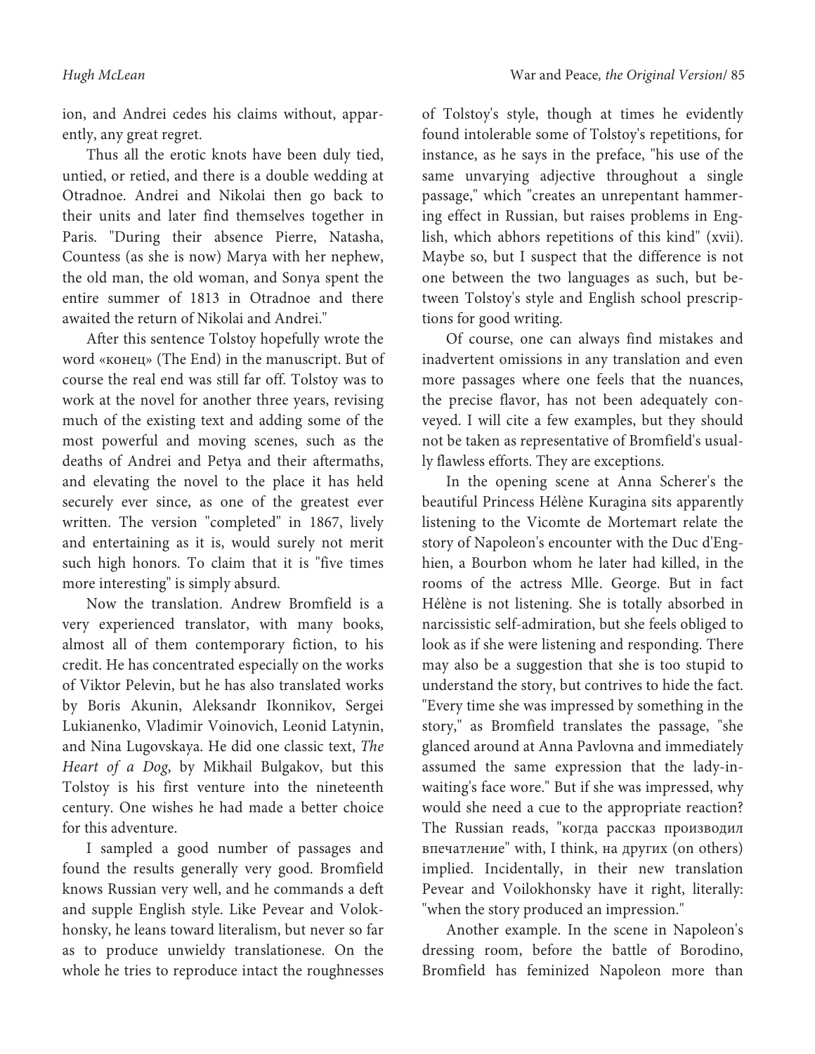ion, and Andrei cedes his claims without, apparently, any great regret.

Thus all the erotic knots have been duly tied, untied, or retied, and there is a double wedding at Otradnoe. Andrei and Nikolai then go back to their units and later find themselves together in Paris. "During their absence Pierre, Natasha, Countess (as she is now) Marya with her nephew, the old man, the old woman, and Sonya spent the entire summer of 1813 in Otradnoe and there awaited the return of Nikolai and Andrei."

After this sentence Tolstoy hopefully wrote the word «конец» (The End) in the manuscript. But of course the real end was still far off. Tolstoy was to work at the novel for another three years, revising much of the existing text and adding some of the most powerful and moving scenes, such as the deaths of Andrei and Petya and their aftermaths, and elevating the novel to the place it has held securely ever since, as one of the greatest ever written. The version "completed" in 1867, lively and entertaining as it is, would surely not merit such high honors. To claim that it is "five times more interesting" is simply absurd.

Now the translation. Andrew Bromfield is a very experienced translator, with many books, almost all of them contemporary fiction, to his credit. He has concentrated especially on the works of Viktor Pelevin, but he has also translated works by Boris Akunin, Aleksandr Ikonnikov, Sergei Lukianenko, Vladimir Voinovich, Leonid Latynin, and Nina Lugovskaya. He did one classic text, *The Heart of a Dog*, by Mikhail Bulgakov, but this Tolstoy is his first venture into the nineteenth century. One wishes he had made a better choice for this adventure.

I sampled a good number of passages and found the results generally very good. Bromfield knows Russian very well, and he commands a deft and supple English style. Like Pevear and Volokhonsky, he leans toward literalism, but never so far as to produce unwieldy translationese. On the whole he tries to reproduce intact the roughnesses of Tolstoy's style, though at times he evidently found intolerable some of Tolstoy's repetitions, for instance, as he says in the preface, "his use of the same unvarying adjective throughout a single passage," which "creates an unrepentant hammering effect in Russian, but raises problems in English, which abhors repetitions of this kind" (xvii). Maybe so, but I suspect that the difference is not one between the two languages as such, but between Tolstoy's style and English school prescriptions for good writing.

Of course, one can always find mistakes and inadvertent omissions in any translation and even more passages where one feels that the nuances, the precise flavor, has not been adequately conveyed. I will cite a few examples, but they should not be taken as representative of Bromfield's usually flawless efforts. They are exceptions.

In the opening scene at Anna Scherer's the beautiful Princess Hélène Kuragina sits apparently listening to the Vicomte de Mortemart relate the story of Napoleon's encounter with the Duc d'Enghien, a Bourbon whom he later had killed, in the rooms of the actress Mlle. George. But in fact Hélène is not listening. She is totally absorbed in narcissistic self-admiration, but she feels obliged to look as if she were listening and responding. There may also be a suggestion that she is too stupid to understand the story, but contrives to hide the fact. "Every time she was impressed by something in the story," as Bromfield translates the passage, "she glanced around at Anna Pavlovna and immediately assumed the same expression that the lady-in-waiting's face wore." But if she was impressed, why would she need a cue to the appropriate reaction? The Russian reads, "когда рассказ производил впечатление" with, I think, на других (on others) implied. Incidentally, in their new translation Pevear and Voilokhonsky have it right, literally: "when the story produced an impression."

Another example. In the scene in Napoleon's dressing room, before the battle of Borodino, Bromfield has feminized Napoleon more than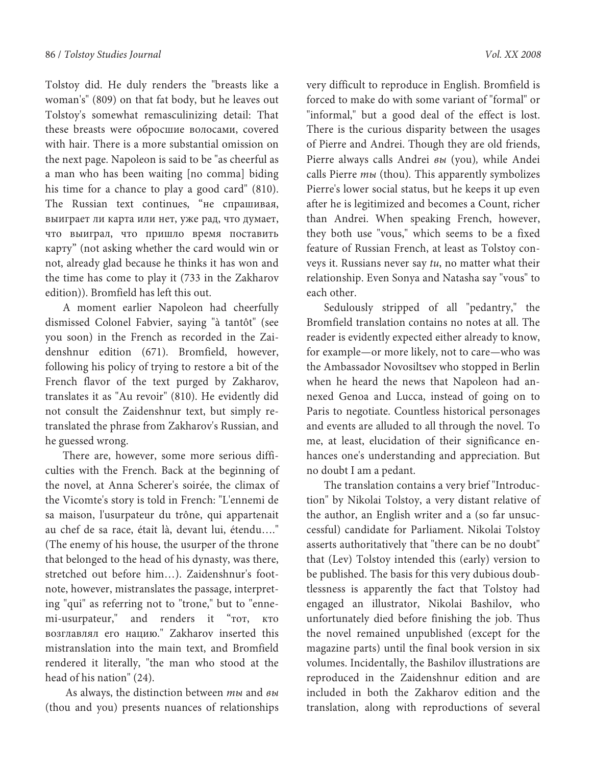Tolstoy did. He duly renders the "breasts like a woman's" (809) on that fat body, but he leaves out Tolstoy's somewhat remasculinizing detail: That these breasts were обросшие волосами, covered with hair. There is a more substantial omission on the next page. Napoleon is said to be "as cheerful as a man who has been waiting [no comma] biding his time for a chance to play a good card" (810). The Russian text continues, "не спрашивая, выиграет ли карта или нет, уже рад, что думает, что выиграл, что пришло время поставить карту" (not asking whether the card would win or not, already glad because he thinks it has won and the time has come to play it (733 in the Zakharov edition)). Bromfield has left this out.

A moment earlier Napoleon had cheerfully dismissed Colonel Fabvier, saying "à tantôt" (see you soon) in the French as recorded in the Zaidenshnur edition (671). Bromfield, however, following his policy of trying to restore a bit of the French flavor of the text purged by Zakharov, translates it as "Au revoir" (810). He evidently did not consult the Zaidenshnur text, but simply retranslated the phrase from Zakharov's Russian, and he guessed wrong.

There are, however, some more serious difficulties with the French. Back at the beginning of the novel, at Anna Scherer's soirée, the climax of the Vicomte's story is told in French: "L'ennemi de sa maison, l'usurpateur du trône, qui appartenait au chef de sa race, était là, devant lui, étendu…." (The enemy of his house, the usurper of the throne that belonged to the head of his dynasty, was there, stretched out before him…). Zaidenshnur's footnote, however, mistranslates the passage, interpreting "qui" as referring not to "trone," but to "ennemi-usurpateur," and renders it "тот, кто возглавлял его нацию." Zakharov inserted this mistranslation into the main text, and Bromfield rendered it literally, "the man who stood at the head of his nation" (24).

As always, the distinction between *ты* and *вы* (thou and you) presents nuances of relationships very difficult to reproduce in English. Bromfield is forced to make do with some variant of "formal" or "informal," but a good deal of the effect is lost. There is the curious disparity between the usages of Pierre and Andrei. Though they are old friends, Pierre always calls Andrei *вы* (you), while Andei calls Pierre *ты* (thou). This apparently symbolizes Pierre's lower social status, but he keeps it up even after he is legitimized and becomes a Count, richer than Andrei. When speaking French, however, they both use "vous," which seems to be a fixed feature of Russian French, at least as Tolstoy conveys it. Russians never say *tu*, no matter what their relationship. Even Sonya and Natasha say "vous" to each other.

Sedulously stripped of all "pedantry," the Bromfield translation contains no notes at all. The reader is evidently expected either already to know, for example—or more likely, not to care—who was the Ambassador Novosiltsev who stopped in Berlin when he heard the news that Napoleon had annexed Genoa and Lucca, instead of going on to Paris to negotiate. Countless historical personages and events are alluded to all through the novel. To me, at least, elucidation of their significance enhances one's understanding and appreciation. But no doubt I am a pedant.

The translation contains a very brief "Introduction" by Nikolai Tolstoy, a very distant relative of the author, an English writer and a (so far unsuccessful) candidate for Parliament. Nikolai Tolstoy asserts authoritatively that "there can be no doubt" that (Lev) Tolstoy intended this (early) version to be published. The basis for this very dubious doubtlessness is apparently the fact that Tolstoy had engaged an illustrator, Nikolai Bashilov, who unfortunately died before finishing the job. Thus the novel remained unpublished (except for the magazine parts) until the final book version in six volumes. Incidentally, the Bashilov illustrations are reproduced in the Zaidenshnur edition and are included in both the Zakharov edition and the translation, along with reproductions of several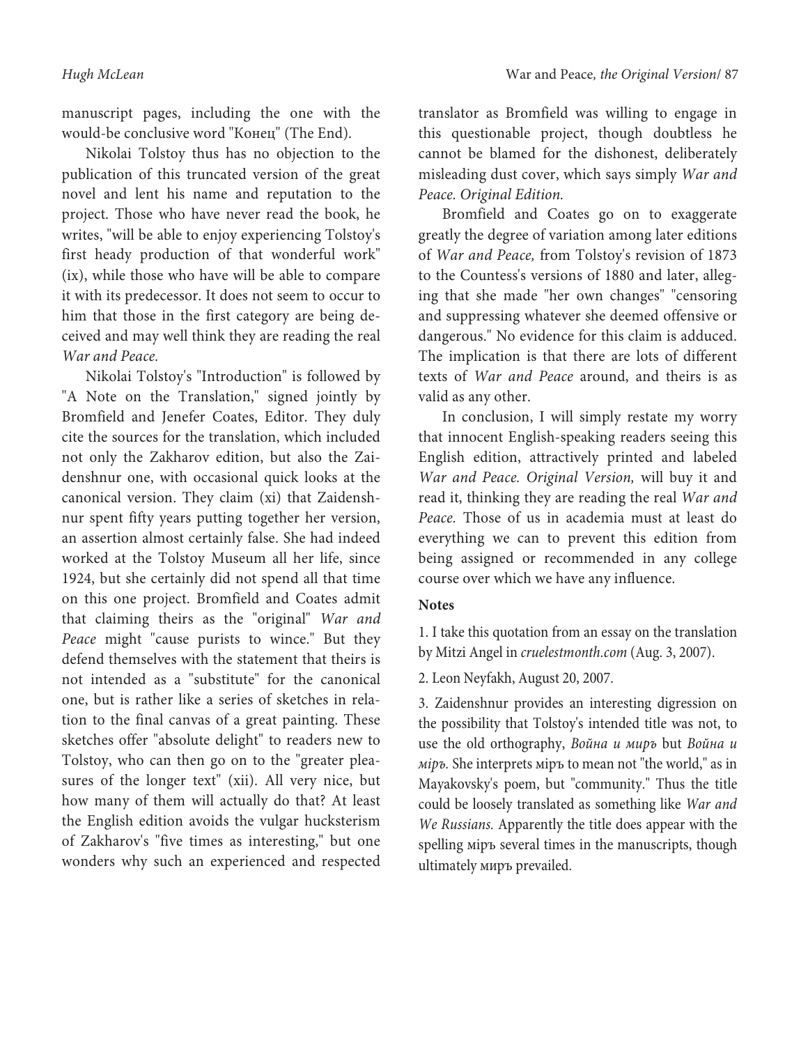manuscript pages, including the one with the would-be conclusive word "Конец" (The End).

Nikolai Tolstoy thus has no objection to the publication of this truncated version of the great novel and lent his name and reputation to the project. Those who have never read the book, he writes, "will be able to enjoy experiencing Tolstoy's first heady production of that wonderful work" (ix), while those who have will be able to compare it with its predecessor. It does not seem to occur to him that those in the first category are being deceived and may well think they are reading the real *War and Peace.*

Nikolai Tolstoy's "Introduction" is followed by "A Note on the Translation," signed jointly by Bromfield and Jenefer Coates, Editor. They duly cite the sources for the translation, which included not only the Zakharov edition, but also the Zaidenshnur one, with occasional quick looks at the canonical version. They claim (xi) that Zaidenshnur spent fifty years putting together her version, an assertion almost certainly false. She had indeed worked at the Tolstoy Museum all her life, since 1924, but she certainly did not spend all that time on this one project. Bromfield and Coates admit that claiming theirs as the "original" *War and Peace* might "cause purists to wince." But they defend themselves with the statement that theirs is not intended as a "substitute" for the canonical one, but is rather like a series of sketches in relation to the final canvas of a great painting. These sketches offer "absolute delight" to readers new to Tolstoy, who can then go on to the "greater pleasures of the longer text" (xii). All very nice, but how many of them will actually do that? At least the English edition avoids the vulgar hucksterism of Zakharov's "five times as interesting," but one wonders why such an experienced and respected translator as Bromfield was willing to engage in this questionable project, though doubtless he cannot be blamed for the dishonest, deliberately misleading dust cover, which says simply *War and Peace. Original Edition.*

Bromfield and Coates go on to exaggerate greatly the degree of variation among later editions of *War and Peace,* from Tolstoy's revision of 1873 to the Countess's versions of 1880 and later, alleging that she made "her own changes" "censoring and suppressing whatever she deemed offensive or dangerous." No evidence for this claim is adduced. The implication is that there are lots of different texts of *War and Peace* around, and theirs is as valid as any other.

In conclusion, I will simply restate my worry that innocent English-speaking readers seeing this English edition, attractively printed and labeled *War and Peace. Original Version,* will buy it and read it, thinking they are reading the real *War and Peace.* Those of us in academia must at least do everything we can to prevent this edition from being assigned or recommended in any college course over which we have any influence.

**Notes**

1. I take this quotation from an essay on the translation by Mitzi Angel in *cruelestmonth.com* (Aug. 3, 2007).

2. Leon Neyfakh, August 20, 2007.

3. Zaidenshnur provides an interesting digression on the possibility that Tolstoy's intended title was not, to use the old orthography, *Война и миръ* but *Война и міръ.* She interprets міръ to mean not "the world," as in Mayakovsky's poem, but "community." Thus the title could be loosely translated as something like *War and We Russians.* Apparently the title does appear with the spelling міръ several times in the manuscripts, though ultimately миръ prevailed.